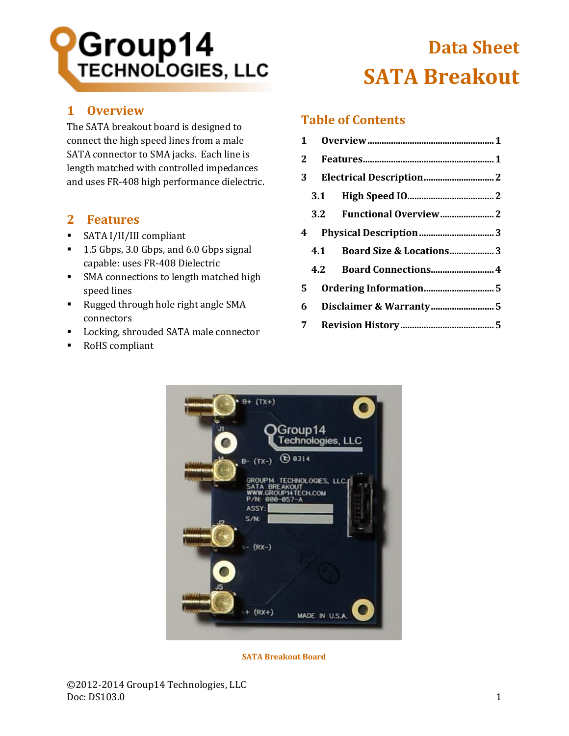# Data Sheet
# SATA Breakout

## 1 Overview

The SATA breakout board is designed to connect the high speed lines from a male SATA connector to SMA jacks. Each line is length matched with controlled impedances and uses FR-408 high performance dielectric.

## 2 Features

- SATA I/II/III compliant
- 1.5 Gbps, 3.0 Gbps, and 6.0 Gbps signal capable: uses FR-408 Dielectric
- SMA connections to length matched high speed lines
- Rugged through hole right angle SMA connectors
- Locking, shrouded SATA male connector
- RoHS compliant

## Table of Contents

1 Overview ........ 1
2 Features ........ 1
3 Electrical Description ........ 2
  3.1 High Speed IO ........ 2
  3.2 Functional Overview ........ 2
4 Physical Description ........ 3
  4.1 Board Size & Locations ........ 3
  4.2 Board Connections ........ 4
5 Ordering Information ........ 5
6 Disclaimer & Warranty ........ 5
7 Revision History ........ 5

SATA Breakout Board

©2012-2014 Group14 Technologies, LLC
Doc: DS103.0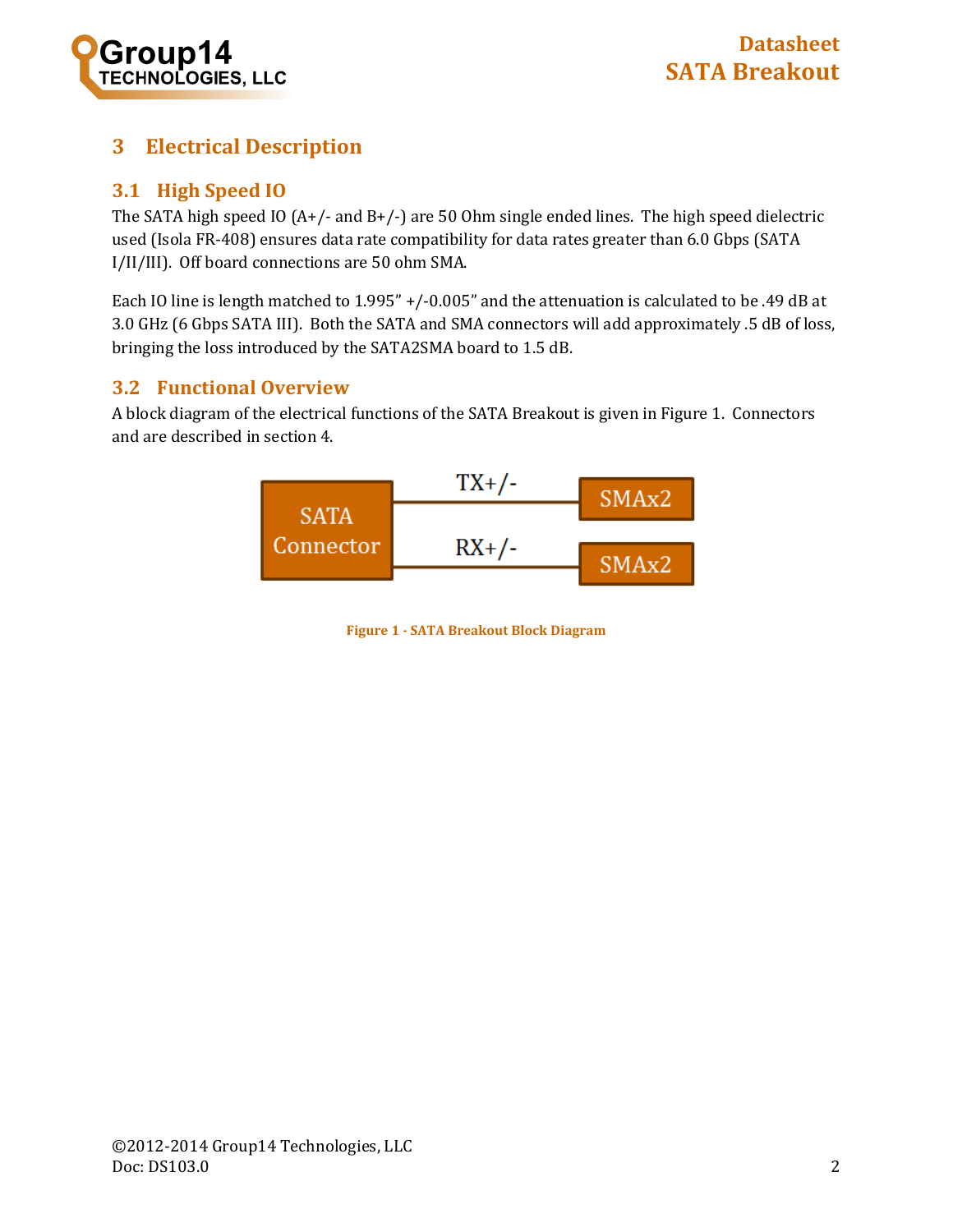# 3 Electrical Description

## 3.1 High Speed IO

The SATA high speed IO (A+/- and B+/-) are 50 Ohm single ended lines. The high speed dielectric used (Isola FR-408) ensures data rate compatibility for data rates greater than 6.0 Gbps (SATA I/II/III). Off board connections are 50 ohm SMA.

Each IO line is length matched to 1.995" +/-0.005" and the attenuation is calculated to be .49 dB at 3.0 GHz (6 Gbps SATA III). Both the SATA and SMA connectors will add approximately .5 dB of loss, bringing the loss introduced by the SATA2SMA board to 1.5 dB.

## 3.2 Functional Overview

A block diagram of the electrical functions of the SATA Breakout is given in Figure 1. Connectors and are described in section 4.

SATA Connector — TX+/- — SMAx2

SATA Connector — RX+/- — SMAx2

**Figure 1 - SATA Breakout Block Diagram**

©2012-2014 Group14 Technologies, LLC
Doc: DS103.0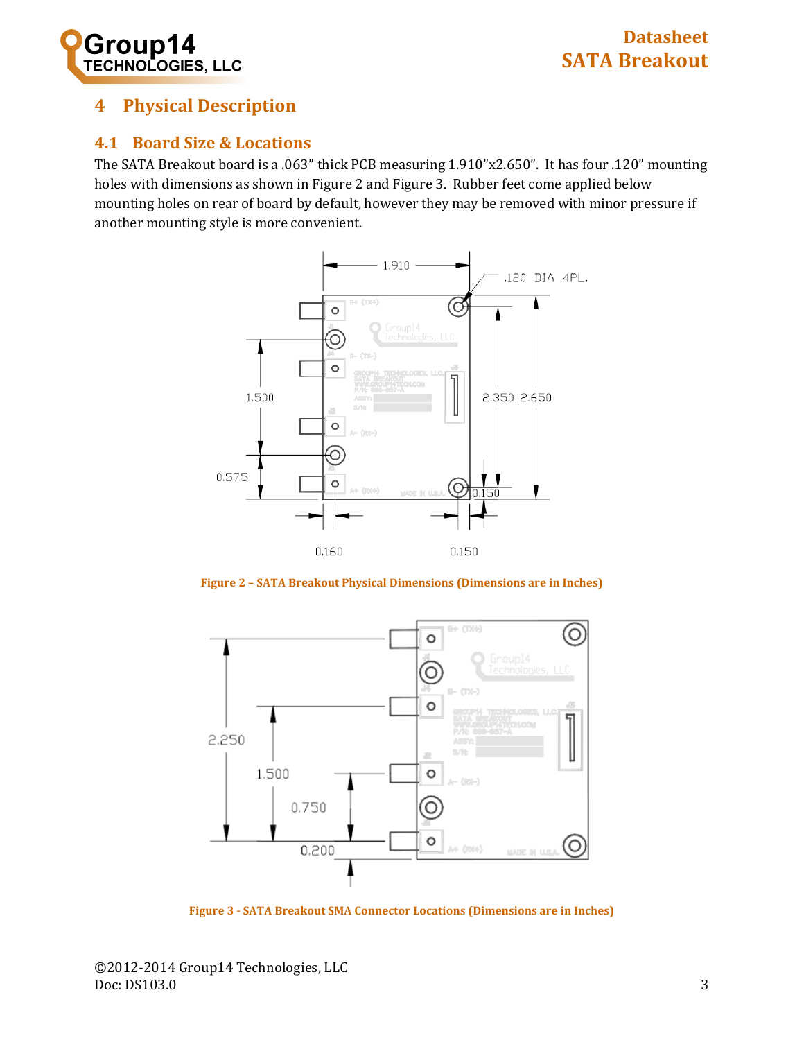# 4 Physical Description

## 4.1 Board Size & Locations

The SATA Breakout board is a .063" thick PCB measuring 1.910"x2.650". It has four .120" mounting holes with dimensions as shown in Figure 2 and Figure 3. Rubber feet come applied below mounting holes on rear of board by default, however they may be removed with minor pressure if another mounting style is more convenient.

Figure 2 – SATA Breakout Physical Dimensions (Dimensions are in Inches)

Figure 3 - SATA Breakout SMA Connector Locations (Dimensions are in Inches)

©2012-2014 Group14 Technologies, LLC
Doc: DS103.0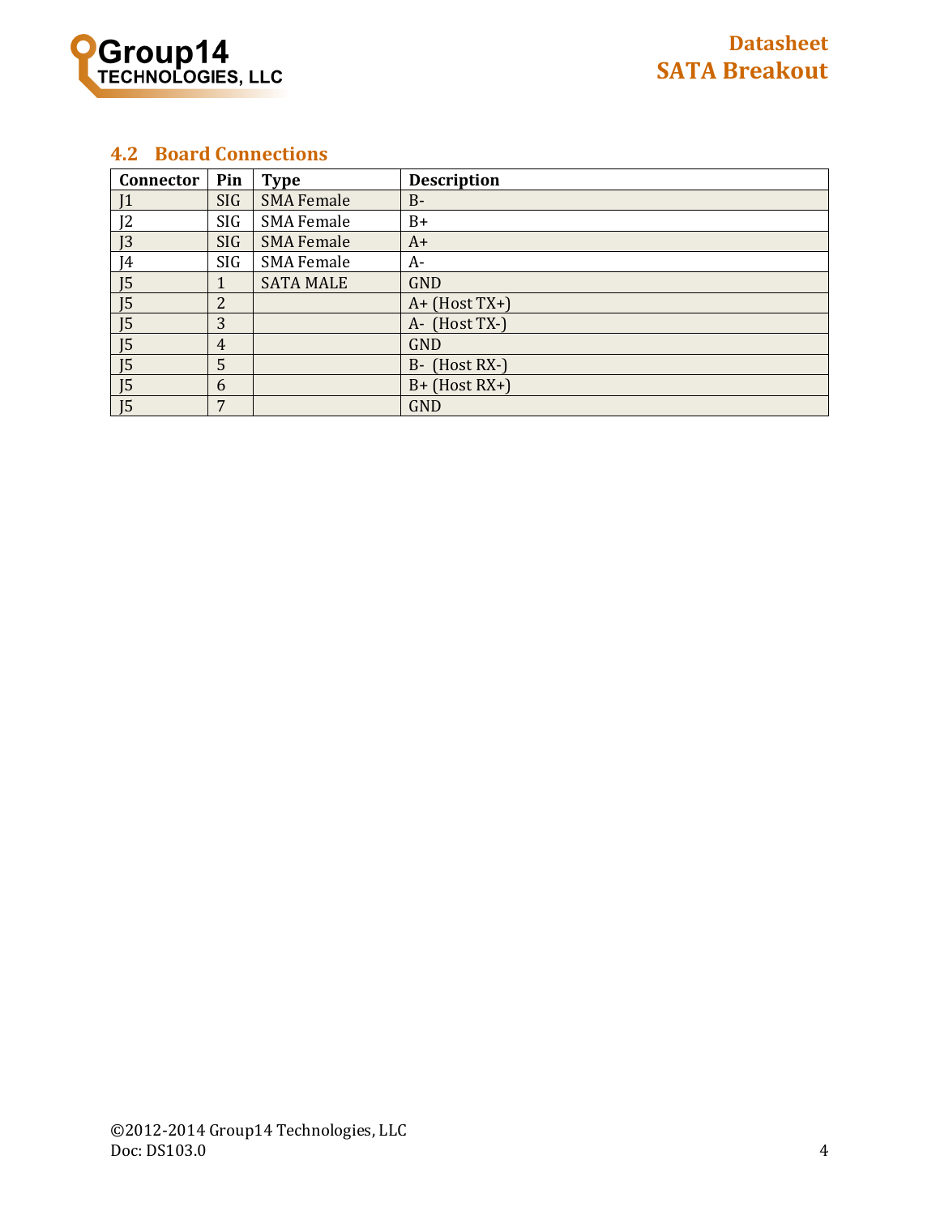## 4.2 Board Connections

| Connector | Pin | Type | Description |
|---|---|---|---|
| J1 | SIG | SMA Female | B- |
| J2 | SIG | SMA Female | B+ |
| J3 | SIG | SMA Female | A+ |
| J4 | SIG | SMA Female | A- |
| J5 | 1 | SATA MALE | GND |
| J5 | 2 | | A+ (Host TX+) |
| J5 | 3 | | A- (Host TX-) |
| J5 | 4 | | GND |
| J5 | 5 | | B- (Host RX-) |
| J5 | 6 | | B+ (Host RX+) |
| J5 | 7 | | GND |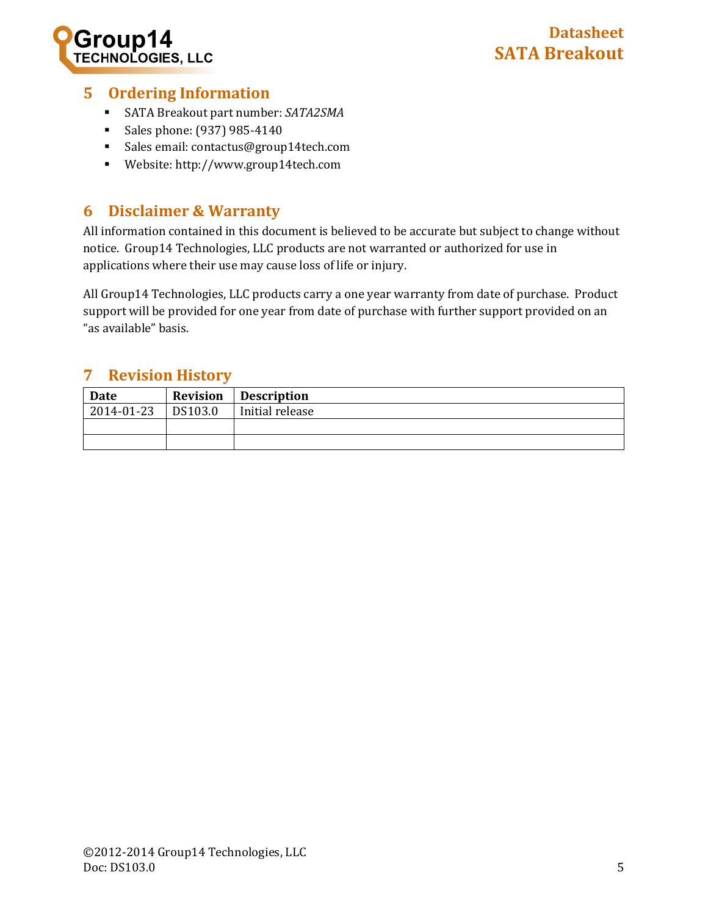## 5 Ordering Information

- SATA Breakout part number: *SATA2SMA*
- Sales phone: (937) 985-4140
- Sales email: contactus@group14tech.com
- Website: http://www.group14tech.com

## 6 Disclaimer & Warranty

All information contained in this document is believed to be accurate but subject to change without notice. Group14 Technologies, LLC products are not warranted or authorized for use in applications where their use may cause loss of life or injury.

All Group14 Technologies, LLC products carry a one year warranty from date of purchase. Product support will be provided for one year from date of purchase with further support provided on an "as available" basis.

## 7 Revision History

| Date | Revision | Description |
|---|---|---|
| 2014-01-23 | DS103.0 | Initial release |
| | | |
| | | |

©2012-2014 Group14 Technologies, LLC
Doc: DS103.0